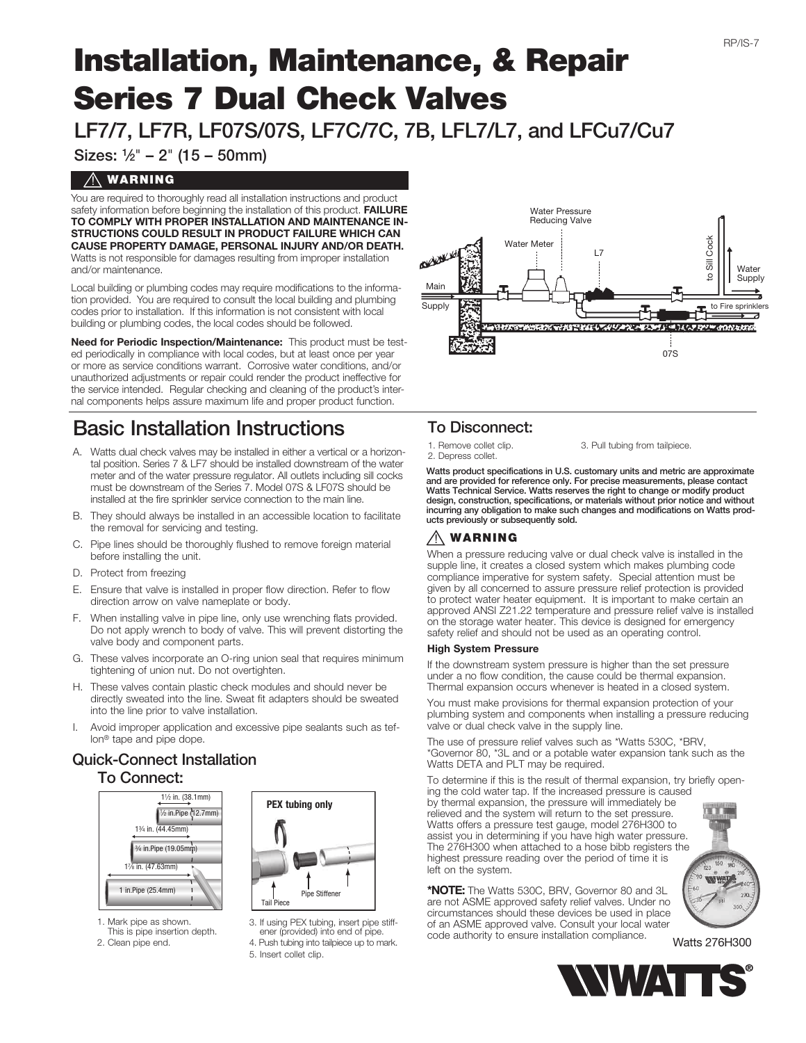# Installation, Maintenance, & Repair Series 7 Dual Check Valves

## LF7/7, LF7R, LF07S/07S, LF7C/7C, 7B, LFL7/L7, and LFCu7/Cu7

Sizes: ½" – 2" (15 – 50mm)

### ⚠ WARNING

You are required to thoroughly read all installation instructions and product safety information before beginning the installation of this product. **FAILURE TO COMPLY WITH PROPER INSTALLATION AND MAINTENANCE INSTRUCTIONS COULD RESULT IN PRODUCT FAILURE WHICH CAN CAUSE PROPERTY DAMAGE, PERSONAL INJURY AND/OR DEATH.** Watts is not responsible for damages resulting from improper installation and/or maintenance.

Local building or plumbing codes may require modifications to the information provided. You are required to consult the local building and plumbing codes prior to installation. If this information is not consistent with local building or plumbing codes, the local codes should be followed.

**Need for Periodic Inspection/Maintenance:** This product must be tested periodically in compliance with local codes, but at least once per year or more as service conditions warrant. Corrosive water conditions, and/or unauthorized adjustments or repair could render the product ineffective for the service intended. Regular checking and cleaning of the product's internal components helps assure maximum life and proper product function.

Water Pressure Reducing Valve · Water Meter · L7 · Main Supply · to Sill Cock · Water Supply · to Fire sprinklers · 07S

## Basic Installation Instructions

A. Watts dual check valves may be installed in either a vertical or a horizontal position. Series 7 & LF7 should be installed downstream of the water meter and of the water pressure regulator. All outlets including sill cocks must be downstream of the Series 7. Model 07S & LF07S should be installed at the fire sprinkler service connection to the main line.

B. They should always be installed in an accessible location to facilitate the removal for servicing and testing.

C. Pipe lines should be thoroughly flushed to remove foreign material before installing the unit.

D. Protect from freezing

E. Ensure that valve is installed in proper flow direction. Refer to flow direction arrow on valve nameplate or body.

F. When installing valve in pipe line, only use wrenching flats provided. Do not apply wrench to body of valve. This will prevent distorting the valve body and component parts.

G. These valves incorporate an O-ring union seal that requires minimum tightening of union nut. Do not overtighten.

H. These valves contain plastic check modules and should never be directly sweated into the line. Sweat fit adapters should be sweated into the line prior to valve installation.

I. Avoid improper application and excessive pipe sealants such as teflon® tape and pipe dope.

## Quick-Connect Installation

### To Connect:

1½ in. (38.1mm) — ½ in.Pipe (12.7mm)
1¾ in. (44.45mm) — ¾ in.Pipe (19.05mm)
1⅞ in. (47.63mm) — 1 in.Pipe (25.4mm)

PEX tubing only — Tail Piece — Pipe Stiffener

1. Mark pipe as shown. This is pipe insertion depth.
2. Clean pipe end.
3. If using PEX tubing, insert pipe stiffener (provided) into end of pipe.
4. Push tubing into tailpiece up to mark.
5. Insert collet clip.

### To Disconnect:

1. Remove collet clip.
2. Depress collet.
3. Pull tubing from tailpiece.

**Watts product specifications in U.S. customary units and metric are approximate and are provided for reference only. For precise measurements, please contact Watts Technical Service. Watts reserves the right to change or modify product design, construction, specifications, or materials without prior notice and without incurring any obligation to make such changes and modifications on Watts products previously or subsequently sold.**

### ⚠ WARNING

When a pressure reducing valve or dual check valve is installed in the supple line, it creates a closed system which makes plumbing code compliance imperative for system safety. Special attention must be given by all concerned to assure pressure relief protection is provided to protect water heater equipment. It is important to make certain an approved ANSI Z21.22 temperature and pressure relief valve is installed on the storage water heater. This device is designed for emergency safety relief and should not be used as an operating control.

**High System Pressure**

If the downstream system pressure is higher than the set pressure under a no flow condition, the cause could be thermal expansion. Thermal expansion occurs whenever is heated in a closed system.

You must make provisions for thermal expansion protection of your plumbing system and components when installing a pressure reducing valve or dual check valve in the supply line.

The use of pressure relief valves such as *Watts 530C, *BRV, *Governor 80, *3L and or a potable water expansion tank such as the Watts DETA and PLT may be required.

To determine if this is the result of thermal expansion, try briefly opening the cold water tap. If the increased pressure is caused by thermal expansion, the pressure will immediately be relieved and the system will return to the set pressure. Watts offers a pressure test gauge, model 276H300 to assist you in determining if you have high water pressure. The 276H300 when attached to a hose bibb registers the highest pressure reading over the period of time it is left on the system.

**\*NOTE:** The Watts 530C, BRV, Governor 80 and 3L are not ASME approved safety relief valves. Under no circumstances should these devices be used in place of an ASME approved valve. Consult your local water code authority to ensure installation compliance.

Watts 276H300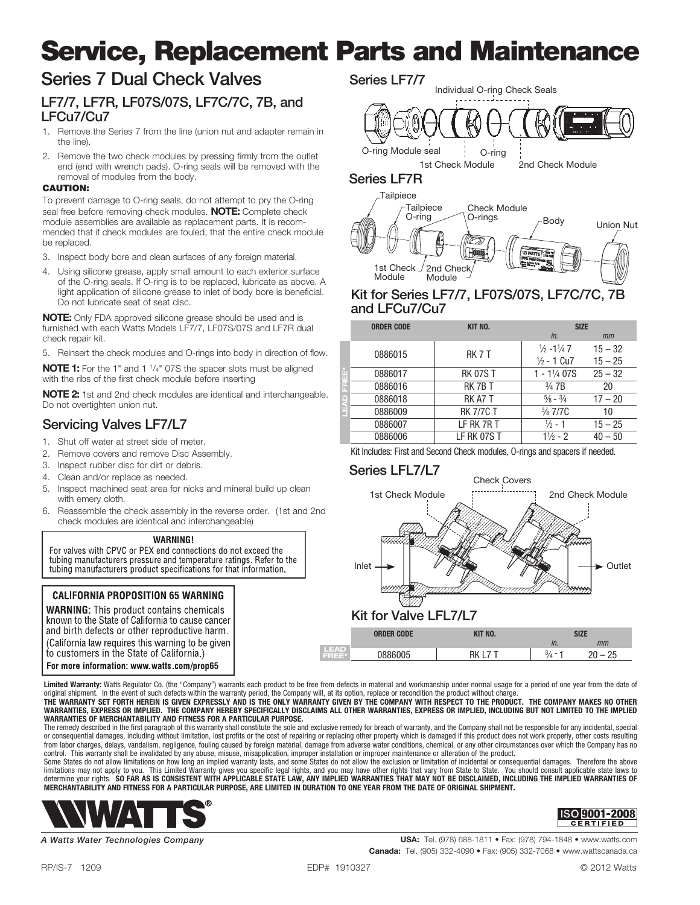# Service, Replacement Parts and Maintenance

## Series 7 Dual Check Valves

### LF7/7, LF7R, LF07S/07S, LF7C/7C, 7B, and LFCu7/Cu7

1. Remove the Series 7 from the line (union nut and adapter remain in the line).
2. Remove the two check modules by pressing firmly from the outlet end (end with wrench pads). O-ring seals will be removed with the removal of modules from the body.

**CAUTION:**

To prevent damage to O-ring seals, do not attempt to pry the O-ring seal free before removing check modules. **NOTE:** Complete check module assemblies are available as replacement parts. It is recommended that if check modules are fouled, that the entire check module be replaced.

3. Inspect body bore and clean surfaces of any foreign material.
4. Using silicone grease, apply small amount to each exterior surface of the O-ring seals. If O-ring is to be replaced, lubricate as above. A light application of silicone grease to inlet of body bore is beneficial. Do not lubricate seat of seat disc.

**NOTE:** Only FDA approved silicone grease should be used and is furnished with each Watts Models LF7/7, LF07S/07S and LF7R dual check repair kit.

5. Reinsert the check modules and O-rings into body in direction of flow.

**NOTE 1:** For the 1" and 1 1/4" 07S the spacer slots must be aligned with the ribs of the first check module before inserting

**NOTE 2:** 1st and 2nd check modules are identical and interchangeable. Do not overtighten union nut.

## Servicing Valves LF7/L7

1. Shut off water at street side of meter.
2. Remove covers and remove Disc Assembly.
3. Inspect rubber disc for dirt or debris.
4. Clean and/or replace as needed.
5. Inspect machined seat area for nicks and mineral build up clean with emery cloth.
6. Reassemble the check assembly in the reverse order. (1st and 2nd check modules are identical and interchangeable)

**WARNING!**

For valves with CPVC or PEX end connections do not exceed the tubing manufacturers pressure and temperature ratings. Refer to the tubing manufacturers product specifications for that information.

**CALIFORNIA PROPOSITION 65 WARNING**

**WARNING:** This product contains chemicals known to the State of California to cause cancer and birth defects or other reproductive harm. (California law requires this warning to be given to customers in the State of California.)

**For more information: www.watts.com/prop65**

## Series LF7/7

Individual O-ring Check Seals

O-ring Module seal

O-ring

1st Check Module

2nd Check Module

## Series LF7R

Tailpiece

Tailpiece O-ring

Check Module O-rings

Body

Union Nut

1st Check Module

2nd Check Module

### Kit for Series LF7/7, LF07S/07S, LF7C/7C, 7B and LFCu7/Cu7

LEAD FREE*

| ORDER CODE | KIT NO. | SIZE in. | SIZE mm |
|---|---|---|---|
| 0886015 | RK 7 T | ½ -1¼ 7<br>½ - 1 Cu7 | 15 – 32<br>15 – 25 |
| 0886017 | RK 07S T | 1 - 1¼ 07S | 25 – 32 |
| 0886016 | RK 7B T | ¾ 7B | 20 |
| 0886018 | RK A7 T | ⅝ - ¾ | 17 – 20 |
| 0886009 | RK 7/7C T | ⅜ 7/7C | 10 |
| 0886007 | LF RK 7R T | ½ - 1 | 15 – 25 |
| 0886006 | LF RK 07S T | 1½ - 2 | 40 – 50 |

Kit Includes: First and Second Check modules, O-rings and spacers if needed.

## Series LFL7/L7

Check Covers

1st Check Module

2nd Check Module

Inlet

Outlet

### Kit for Valve LFL7/L7

| ORDER CODE | KIT NO. | SIZE in. | SIZE mm |
|---|---|---|---|
| 0886005 | RK L7 T | ¾ - 1 | 20 – 25 |

LEAD FREE*

**Limited Warranty:** Watts Regulator Co. (the "Company") warrants each product to be free from defects in material and workmanship under normal usage for a period of one year from the date of original shipment. In the event of such defects within the warranty period, the Company will, at its option, replace or recondition the product without charge.

**THE WARRANTY SET FORTH HEREIN IS GIVEN EXPRESSLY AND IS THE ONLY WARRANTY GIVEN BY THE COMPANY WITH RESPECT TO THE PRODUCT. THE COMPANY MAKES NO OTHER WARRANTIES, EXPRESS OR IMPLIED. THE COMPANY HEREBY SPECIFICALLY DISCLAIMS ALL OTHER WARRANTIES, EXPRESS OR IMPLIED, INCLUDING BUT NOT LIMITED TO THE IMPLIED WARRANTIES OF MERCHANTABILITY AND FITNESS FOR A PARTICULAR PURPOSE.**

The remedy described in the first paragraph of this warranty shall constitute the sole and exclusive remedy for breach of warranty, and the Company shall not be responsible for any incidental, special or consequential damages, including without limitation, lost profits or the cost of repairing or replacing other property which is damaged if this product does not work properly, other costs resulting from labor charges, delays, vandalism, negligence, fouling caused by foreign material, damage from adverse water conditions, chemical, or any other circumstances over which the Company has no control. This warranty shall be invalidated by any abuse, misuse, misapplication, improper installation or improper maintenance or alteration of the product.

Some States do not allow limitations on how long an implied warranty lasts, and some States do not allow the exclusion or limitation of incidental or consequential damages. Therefore the above limitations may not apply to you. This Limited Warranty gives you specific legal rights, and you may have other rights that vary from State to State. You should consult applicable state laws to determine your rights. **SO FAR AS IS CONSISTENT WITH APPLICABLE STATE LAW, ANY IMPLIED WARRANTIES THAT MAY NOT BE DISCLAIMED, INCLUDING THE IMPLIED WARRANTIES OF MERCHANTABILITY AND FITNESS FOR A PARTICULAR PURPOSE, ARE LIMITED IN DURATION TO ONE YEAR FROM THE DATE OF ORIGINAL SHIPMENT.**

WATTS®

*A Watts Water Technologies Company*

ISO 9001-2008 CERTIFIED

**USA:** Tel. (978) 688-1811 • Fax: (978) 794-1848 • www.watts.com

**Canada:** Tel. (905) 332-4090 • Fax: (905) 332-7068 • www.wattscanada.ca

RP/IS-7 1209 EDP# 1910327 © 2012 Watts